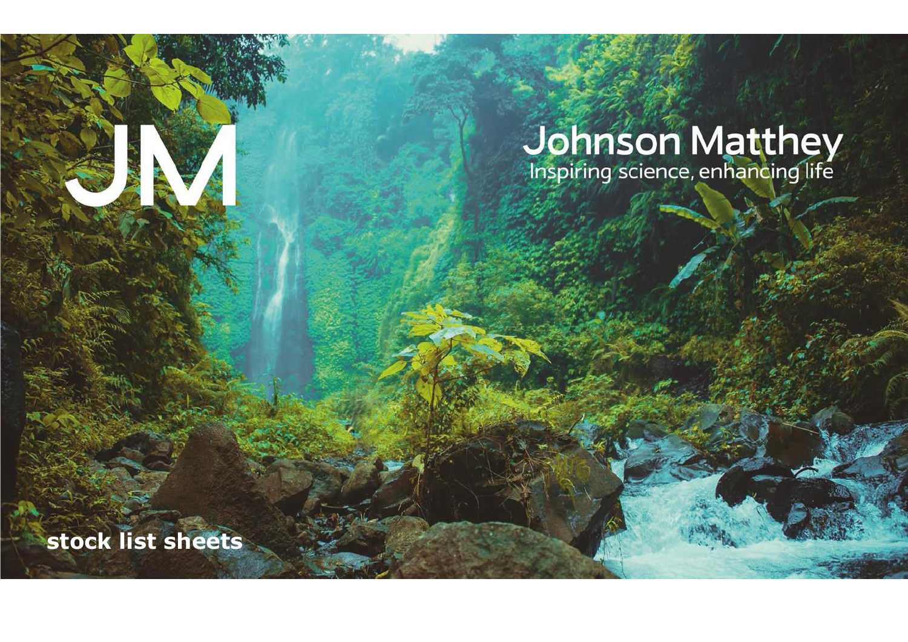JM

# Johnson Matthey

Inspiring science, enhancing life

**stock list sheets**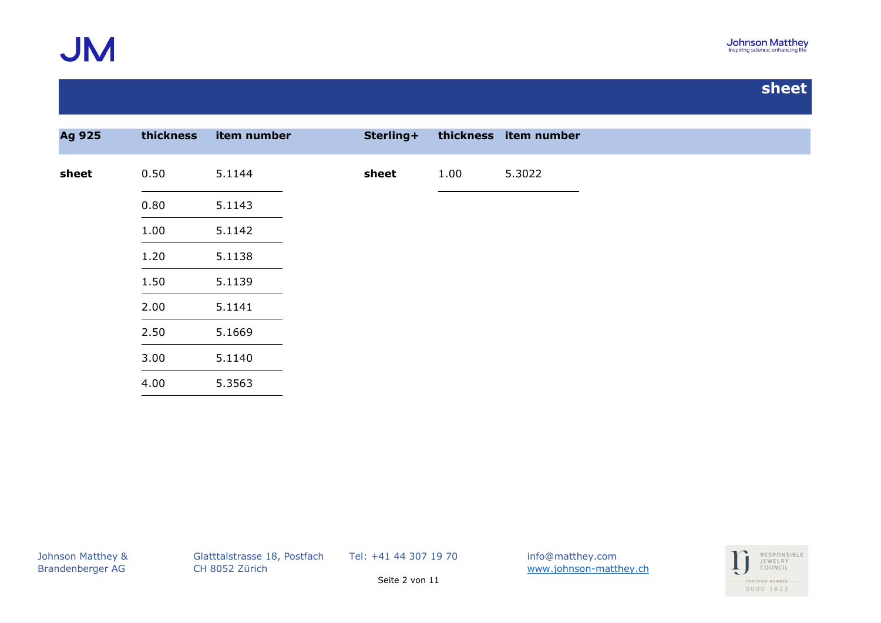# sheet

| Ag 925 | thickness | item number | Sterling+ | thickness | item number |
|---|---|---|---|---|---|
| sheet | 0.50 | 5.1144 | sheet | 1.00 | 5.3022 |
| | 0.80 | 5.1143 | | | |
| | 1.00 | 5.1142 | | | |
| | 1.20 | 5.1138 | | | |
| | 1.50 | 5.1139 | | | |
| | 2.00 | 5.1141 | | | |
| | 2.50 | 5.1669 | | | |
| | 3.00 | 5.1140 | | | |
| | 4.00 | 5.3563 | | | |

Johnson Matthey & Brandenberger AG
Glatttalstrasse 18, Postfach
CH 8052 Zürich
Tel: +41 44 307 19 70
info@matthey.com
www.johnson-matthey.ch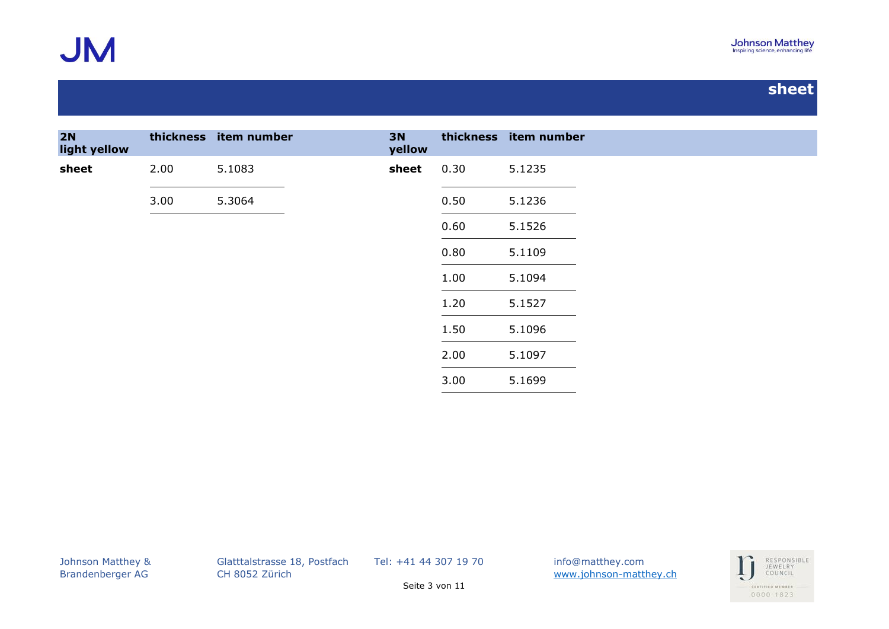# sheet

| 2N light yellow | thickness | item number |
|---|---|---|
| **sheet** | 2.00 | 5.1083 |
| | 3.00 | 5.3064 |

| 3N yellow | thickness | item number |
|---|---|---|
| **sheet** | 0.30 | 5.1235 |
| | 0.50 | 5.1236 |
| | 0.60 | 5.1526 |
| | 0.80 | 5.1109 |
| | 1.00 | 5.1094 |
| | 1.20 | 5.1527 |
| | 1.50 | 5.1096 |
| | 2.00 | 5.1097 |
| | 3.00 | 5.1699 |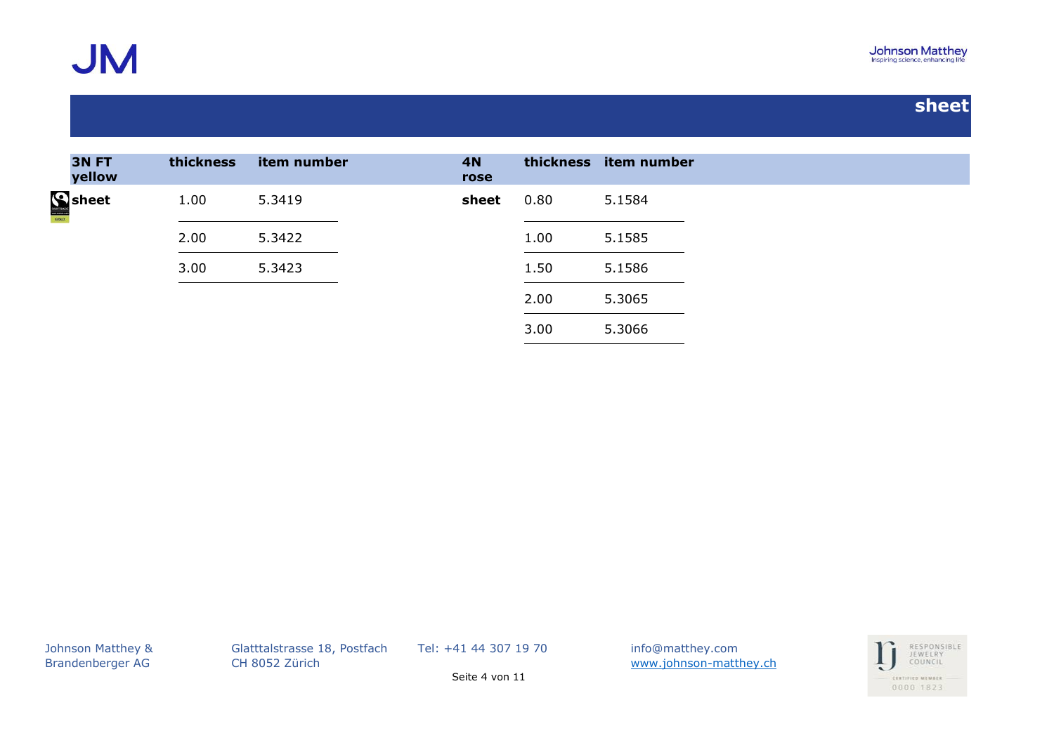# sheet

| 3N FT yellow | thickness | item number |
|---|---|---|
| sheet | 1.00 | 5.3419 |
| | 2.00 | 5.3422 |
| | 3.00 | 5.3423 |

| 4N rose | thickness | item number |
|---|---|---|
| sheet | 0.80 | 5.1584 |
| | 1.00 | 5.1585 |
| | 1.50 | 5.1586 |
| | 2.00 | 5.3065 |
| | 3.00 | 5.3066 |

Johnson Matthey & Brandenberger AG

Glatttalstrasse 18, Postfach
CH 8052 Zürich

Tel: +41 44 307 19 70

info@matthey.com
www.johnson-matthey.ch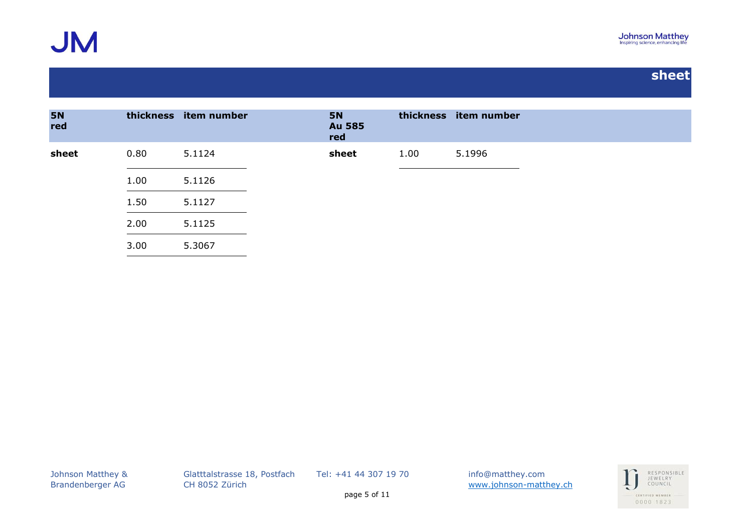## sheet

| 5N red | thickness | item number |
|---|---|---|
| **sheet** | 0.80 | 5.1124 |
| | 1.00 | 5.1126 |
| | 1.50 | 5.1127 |
| | 2.00 | 5.1125 |
| | 3.00 | 5.3067 |

| 5N Au 585 red | thickness | item number |
|---|---|---|
| **sheet** | 1.00 | 5.1996 |

Johnson Matthey & Brandenberger AG · Glatttalstrasse 18, Postfach, CH 8052 Zürich · Tel: +41 44 307 19 70 · info@matthey.com · www.johnson-matthey.ch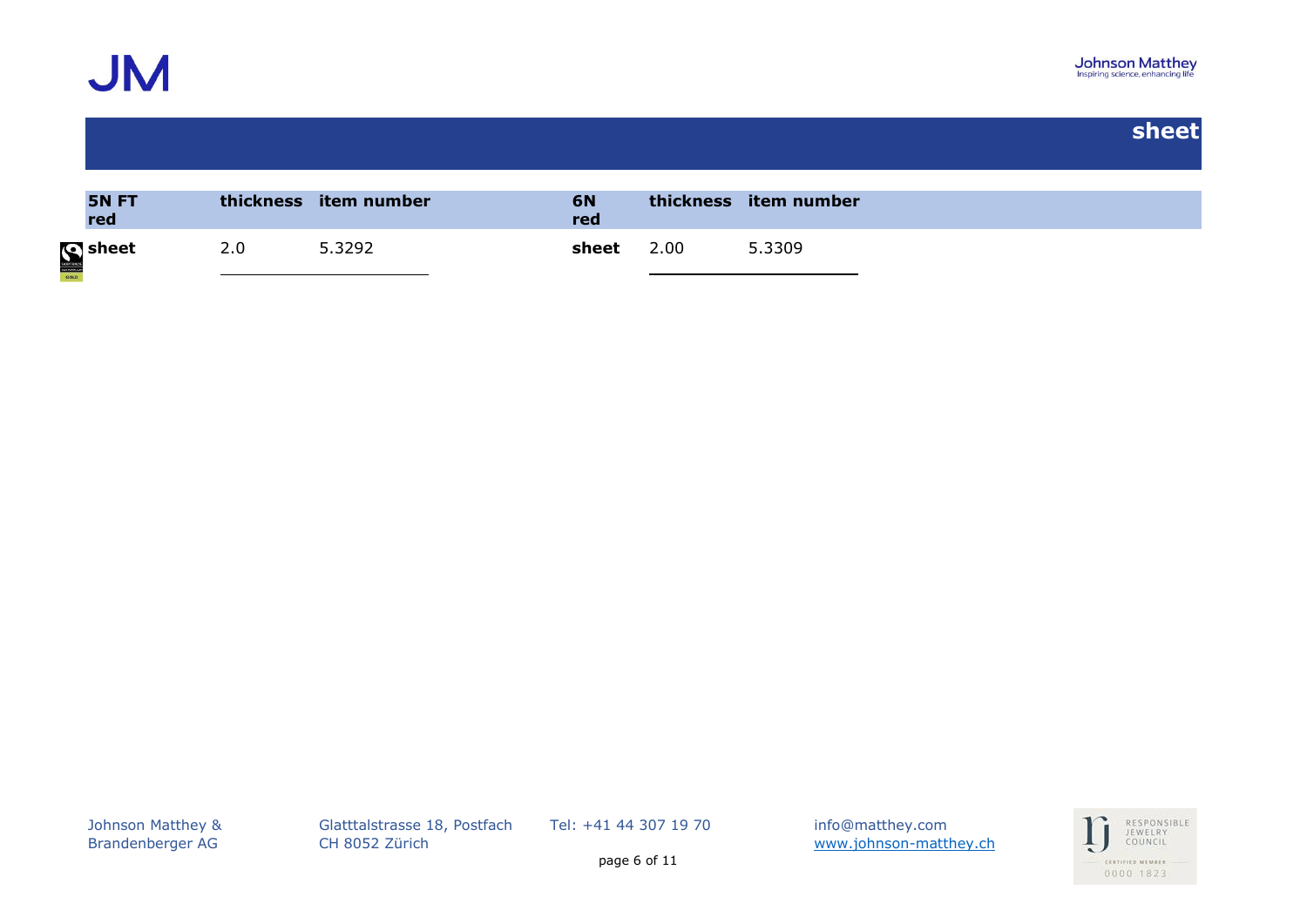## sheet

| 5N FT red | thickness | item number | 6N red | thickness | item number |
|---|---|---|---|---|---|
| **sheet** | 2.0 | 5.3292 | **sheet** | 2.00 | 5.3309 |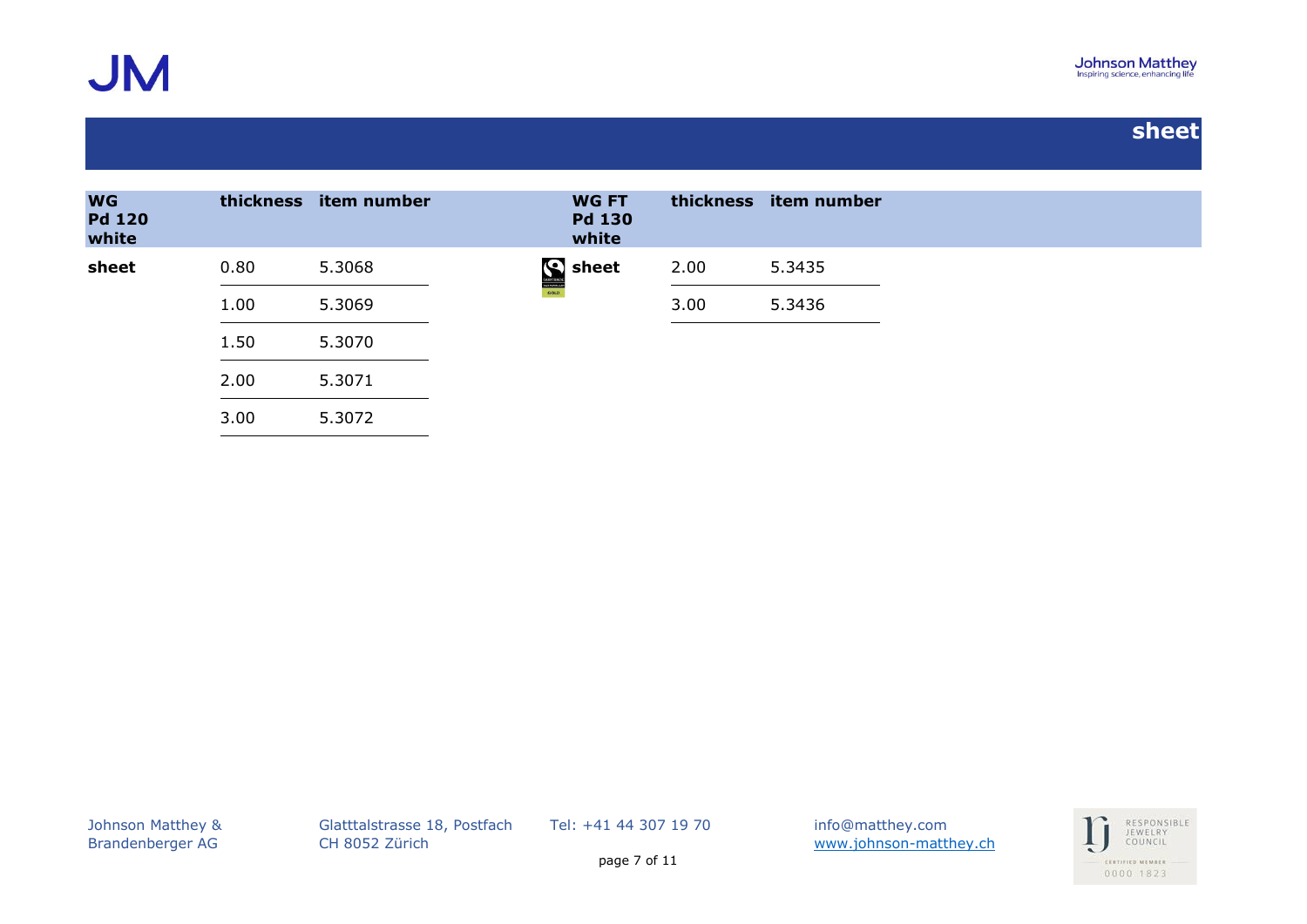# sheet

| WG Pd 120 white | thickness | item number |
| --- | --- | --- |
| **sheet** | 0.80 | 5.3068 |
| | 1.00 | 5.3069 |
| | 1.50 | 5.3070 |
| | 2.00 | 5.3071 |
| | 3.00 | 5.3072 |

| WG FT Pd 130 white | thickness | item number |
| --- | --- | --- |
| **sheet** | 2.00 | 5.3435 |
| | 3.00 | 5.3436 |

Johnson Matthey & Brandenberger AG · Glatttalstrasse 18, Postfach · CH 8052 Zürich · Tel: +41 44 307 19 70 · info@matthey.com · www.johnson-matthey.ch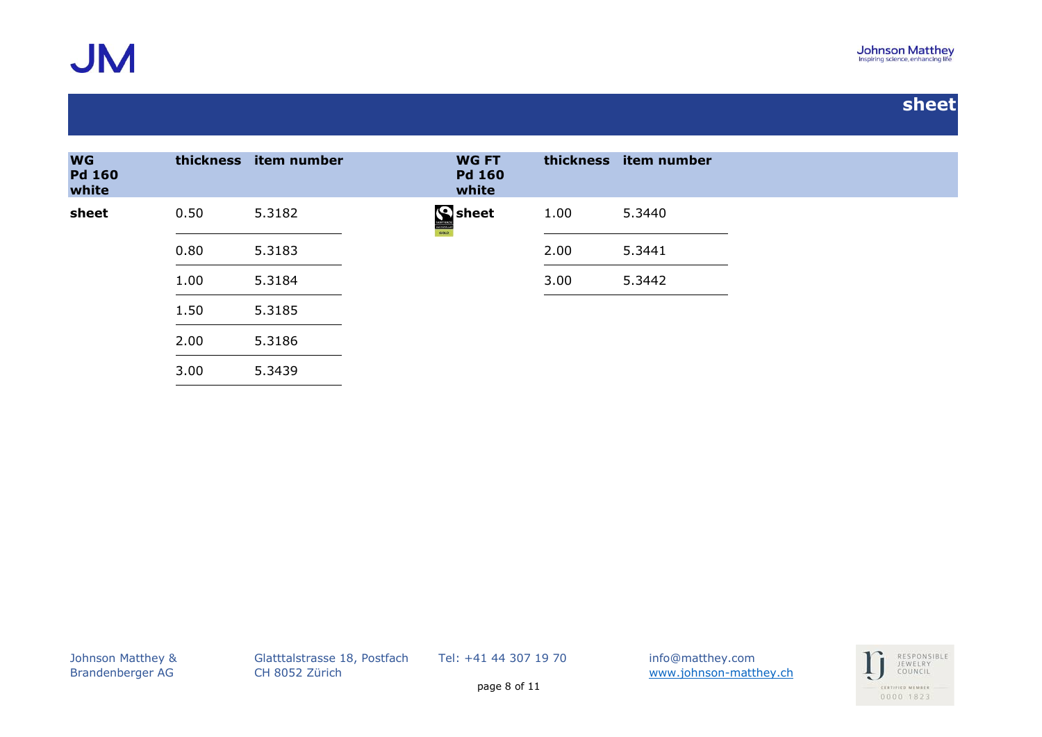## sheet

| WG Pd 160 white | thickness | item number |
|---|---|---|
| **sheet** | 0.50 | 5.3182 |
| | 0.80 | 5.3183 |
| | 1.00 | 5.3184 |
| | 1.50 | 5.3185 |
| | 2.00 | 5.3186 |
| | 3.00 | 5.3439 |

| WG FT Pd 160 white | thickness | item number |
|---|---|---|
| **sheet** | 1.00 | 5.3440 |
| | 2.00 | 5.3441 |
| | 3.00 | 5.3442 |

Johnson Matthey & Brandenberger AG
Glatttalstrasse 18, Postfach
CH 8052 Zürich
Tel: +41 44 307 19 70
info@matthey.com
www.johnson-matthey.ch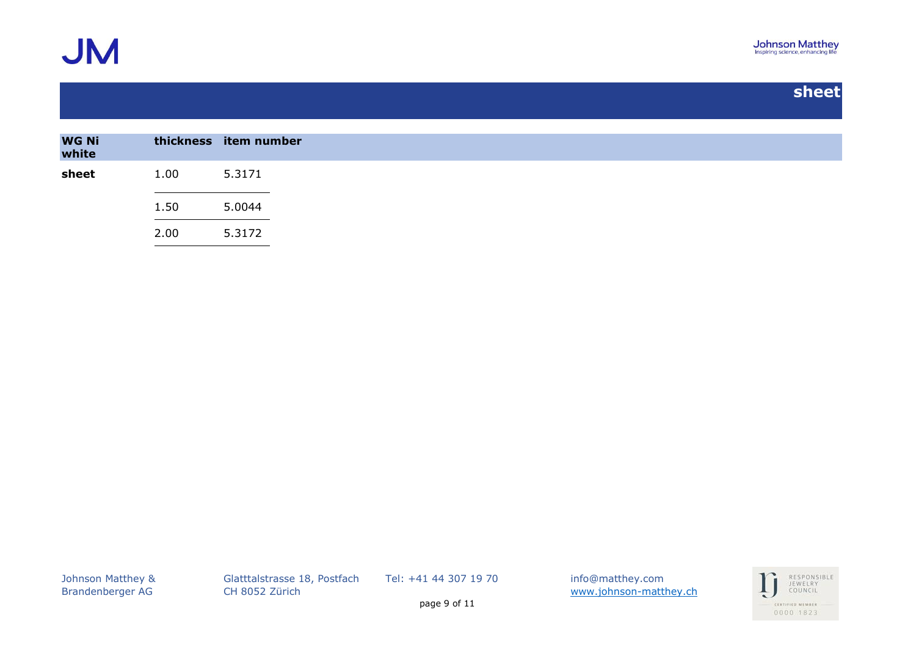## sheet

| WG Ni white | thickness | item number |
|---|---|---|
| **sheet** | 1.00 | 5.3171 |
| | 1.50 | 5.0044 |
| | 2.00 | 5.3172 |

Johnson Matthey & Brandenberger AG
Glatttalstrasse 18, Postfach
CH 8052 Zürich
Tel: +41 44 307 19 70
info@matthey.com
www.johnson-matthey.ch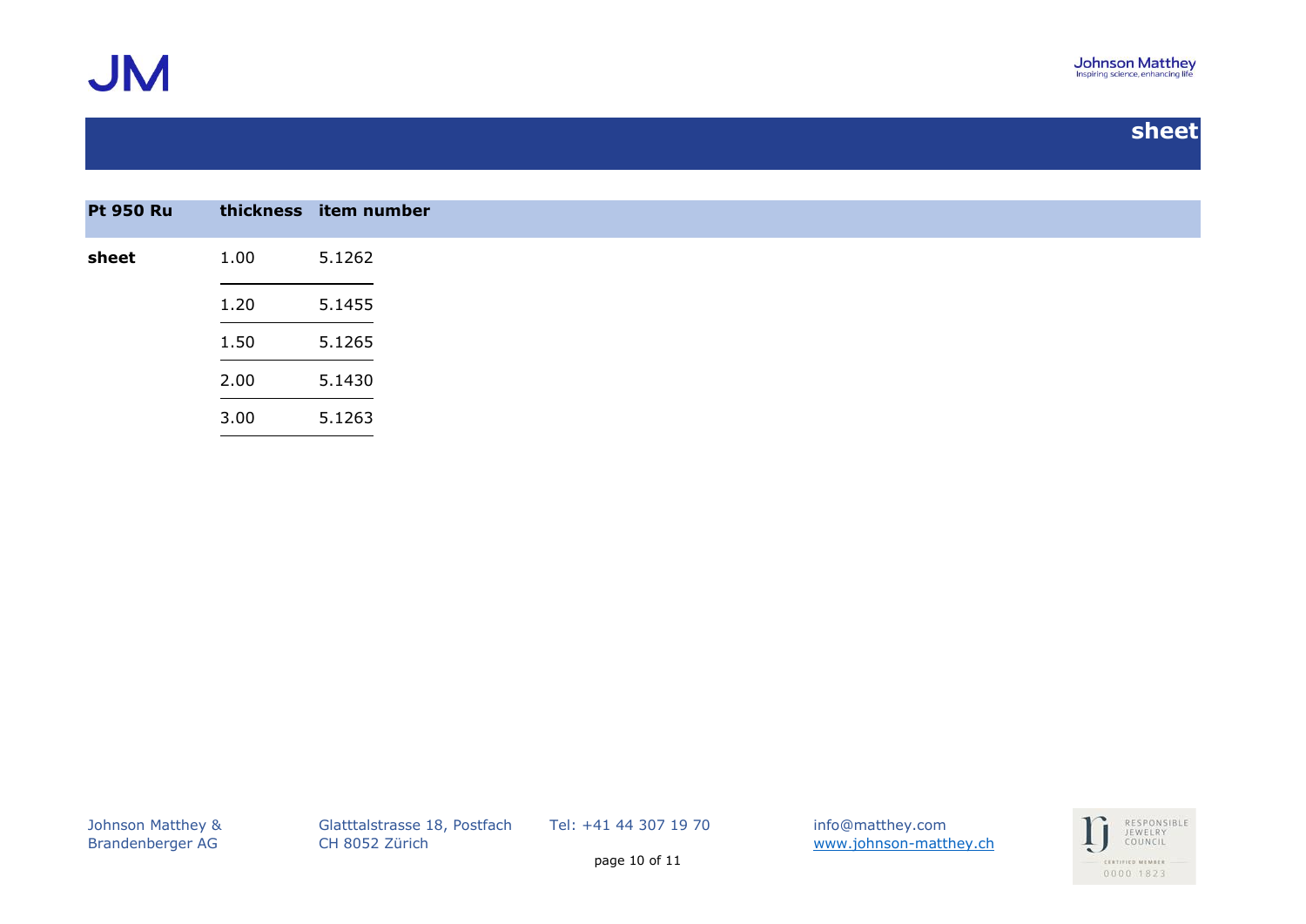## sheet

| Pt 950 Ru | thickness | item number |
|---|---|---|
| **sheet** | 1.00 | 5.1262 |
| | 1.20 | 5.1455 |
| | 1.50 | 5.1265 |
| | 2.00 | 5.1430 |
| | 3.00 | 5.1263 |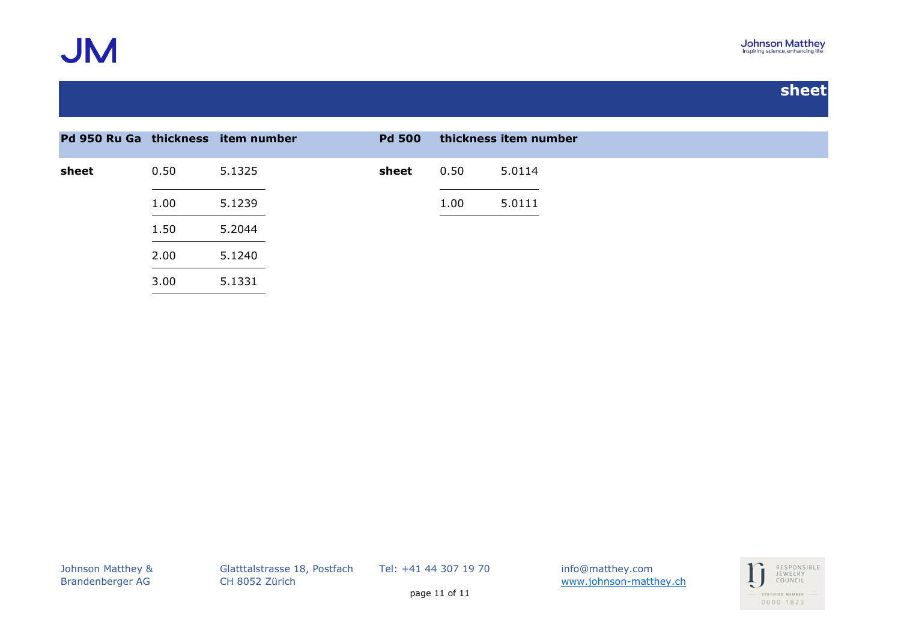## sheet

| Pd 950 Ru Ga | thickness | item number |
|---|---|---|
| sheet | 0.50 | 5.1325 |
| | 1.00 | 5.1239 |
| | 1.50 | 5.2044 |
| | 2.00 | 5.1240 |
| | 3.00 | 5.1331 |

| Pd 500 | thickness | item number |
|---|---|---|
| sheet | 0.50 | 5.0114 |
| | 1.00 | 5.0111 |

Johnson Matthey & Brandenberger AG

Glatttalstrasse 18, Postfach
CH 8052 Zürich

Tel: +41 44 307 19 70

info@matthey.com
www.johnson-matthey.ch